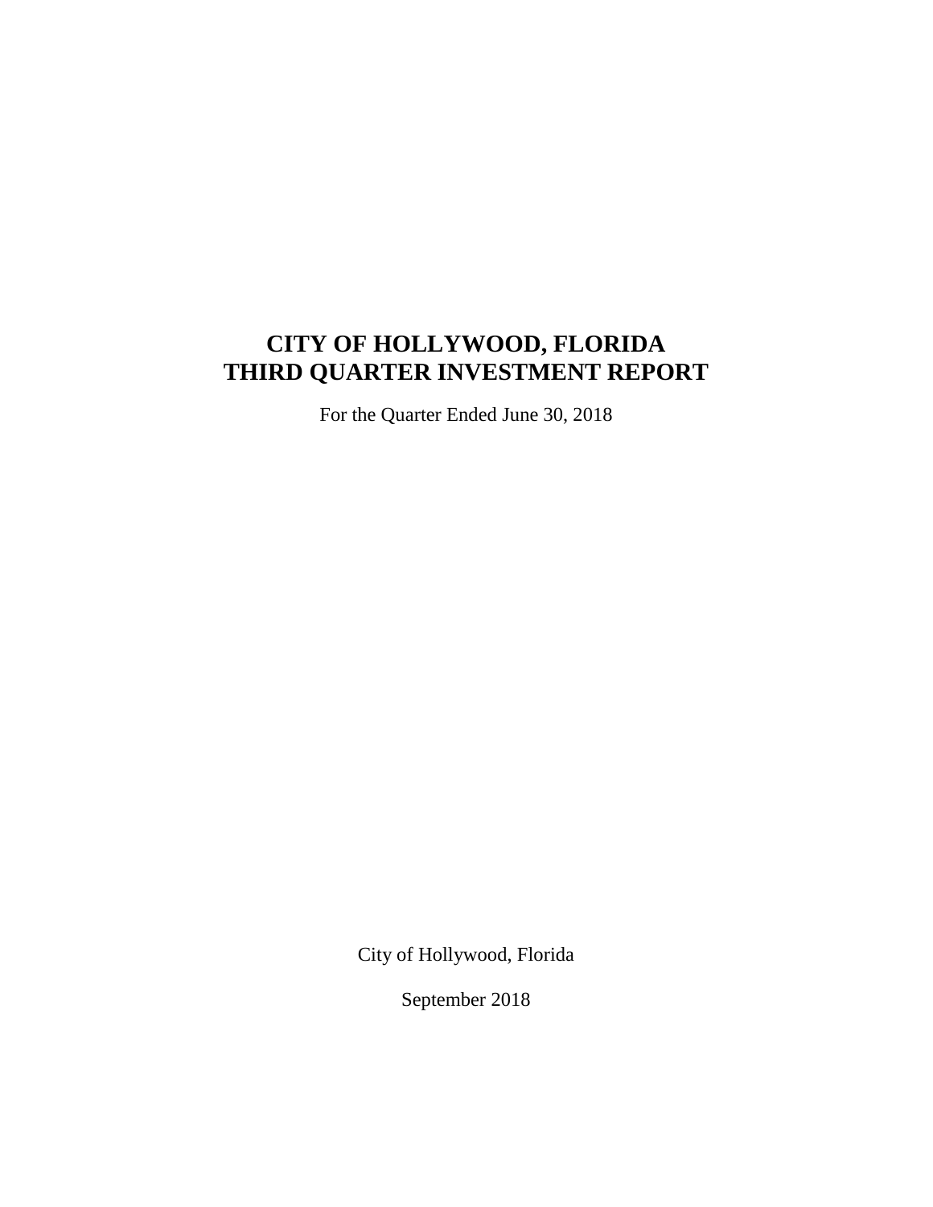# CITY OF HOLLYWOOD, FLORIDA
# THIRD QUARTER INVESTMENT REPORT

For the Quarter Ended June 30, 2018

City of Hollywood, Florida

September 2018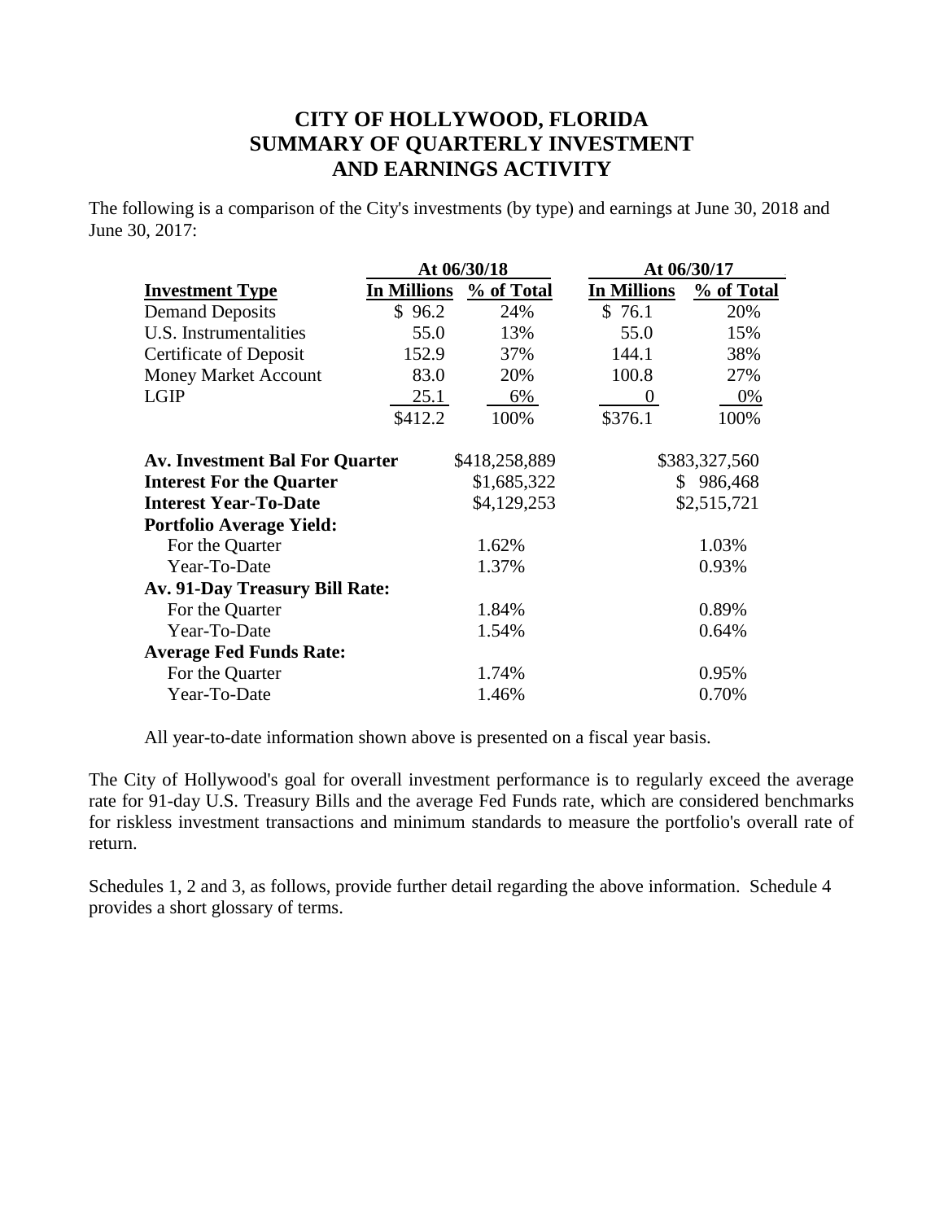# CITY OF HOLLYWOOD, FLORIDA
# SUMMARY OF QUARTERLY INVESTMENT AND EARNINGS ACTIVITY

The following is a comparison of the City's investments (by type) and earnings at June 30, 2018 and June 30, 2017:

| | At 06/30/18 | | At 06/30/17 | |
|---|---|---|---|---|
| **Investment Type** | **In Millions** | **% of Total** | **In Millions** | **% of Total** |
| Demand Deposits | $ 96.2 | 24% | $ 76.1 | 20% |
| U.S. Instrumentalities | 55.0 | 13% | 55.0 | 15% |
| Certificate of Deposit | 152.9 | 37% | 144.1 | 38% |
| Money Market Account | 83.0 | 20% | 100.8 | 27% |
| LGIP | 25.1 | 6% | 0 | 0% |
| | $412.2 | 100% | $376.1 | 100% |

| | At 06/30/18 | At 06/30/17 |
|---|---|---|
| **Av. Investment Bal For Quarter** | $418,258,889 | $383,327,560 |
| **Interest For the Quarter** | $1,685,322 | $ 986,468 |
| **Interest Year-To-Date** | $4,129,253 | $2,515,721 |
| **Portfolio Average Yield:** | | |
| For the Quarter | 1.62% | 1.03% |
| Year-To-Date | 1.37% | 0.93% |
| **Av. 91-Day Treasury Bill Rate:** | | |
| For the Quarter | 1.84% | 0.89% |
| Year-To-Date | 1.54% | 0.64% |
| **Average Fed Funds Rate:** | | |
| For the Quarter | 1.74% | 0.95% |
| Year-To-Date | 1.46% | 0.70% |

All year-to-date information shown above is presented on a fiscal year basis.

The City of Hollywood's goal for overall investment performance is to regularly exceed the average rate for 91-day U.S. Treasury Bills and the average Fed Funds rate, which are considered benchmarks for riskless investment transactions and minimum standards to measure the portfolio's overall rate of return.

Schedules 1, 2 and 3, as follows, provide further detail regarding the above information. Schedule 4 provides a short glossary of terms.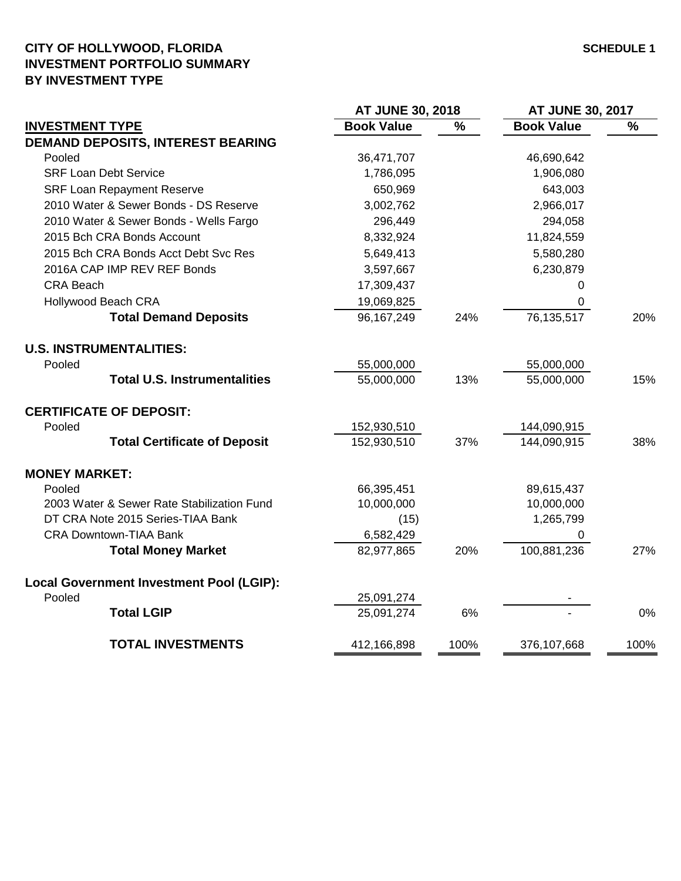**CITY OF HOLLYWOOD, FLORIDA**
**INVESTMENT PORTFOLIO SUMMARY**
**BY INVESTMENT TYPE**

**SCHEDULE 1**

| | AT JUNE 30, 2018 | | AT JUNE 30, 2017 | |
|---|---|---|---|---|
| **INVESTMENT TYPE** | **Book Value** | **%** | **Book Value** | **%** |
| **DEMAND DEPOSITS, INTEREST BEARING** | | | | |
| Pooled | 36,471,707 | | 46,690,642 | |
| SRF Loan Debt Service | 1,786,095 | | 1,906,080 | |
| SRF Loan Repayment Reserve | 650,969 | | 643,003 | |
| 2010 Water & Sewer Bonds - DS Reserve | 3,002,762 | | 2,966,017 | |
| 2010 Water & Sewer Bonds - Wells Fargo | 296,449 | | 294,058 | |
| 2015 Bch CRA Bonds Account | 8,332,924 | | 11,824,559 | |
| 2015 Bch CRA Bonds Acct Debt Svc Res | 5,649,413 | | 5,580,280 | |
| 2016A CAP IMP REV REF Bonds | 3,597,667 | | 6,230,879 | |
| CRA Beach | 17,309,437 | | 0 | |
| Hollywood Beach CRA | 19,069,825 | | 0 | |
| **Total Demand Deposits** | 96,167,249 | 24% | 76,135,517 | 20% |
| **U.S. INSTRUMENTALITIES:** | | | | |
| Pooled | 55,000,000 | | 55,000,000 | |
| **Total U.S. Instrumentalities** | 55,000,000 | 13% | 55,000,000 | 15% |
| **CERTIFICATE OF DEPOSIT:** | | | | |
| Pooled | 152,930,510 | | 144,090,915 | |
| **Total Certificate of Deposit** | 152,930,510 | 37% | 144,090,915 | 38% |
| **MONEY MARKET:** | | | | |
| Pooled | 66,395,451 | | 89,615,437 | |
| 2003 Water & Sewer Rate Stabilization Fund | 10,000,000 | | 10,000,000 | |
| DT CRA Note 2015 Series-TIAA Bank | (15) | | 1,265,799 | |
| CRA Downtown-TIAA Bank | 6,582,429 | | 0 | |
| **Total Money Market** | 82,977,865 | 20% | 100,881,236 | 27% |
| **Local Government Investment Pool (LGIP):** | | | | |
| Pooled | 25,091,274 | | - | |
| **Total LGIP** | 25,091,274 | 6% | - | 0% |
| **TOTAL INVESTMENTS** | 412,166,898 | 100% | 376,107,668 | 100% |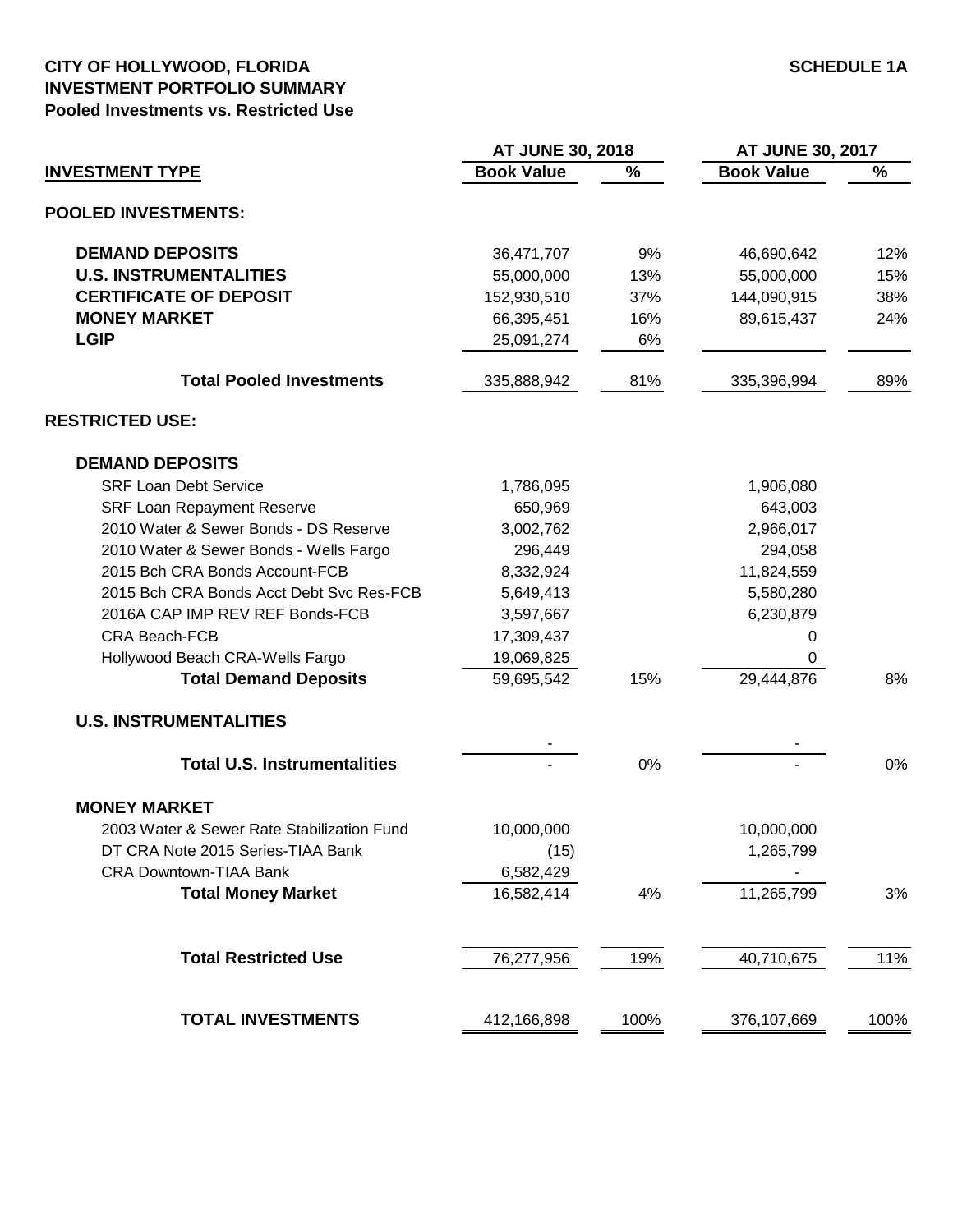**CITY OF HOLLYWOOD, FLORIDA**
**INVESTMENT PORTFOLIO SUMMARY**
**Pooled Investments vs. Restricted Use**

**SCHEDULE 1A**

| INVESTMENT TYPE | AT JUNE 30, 2018 Book Value | % | AT JUNE 30, 2017 Book Value | % |
|---|---|---|---|---|
| **POOLED INVESTMENTS:** | | | | |
| **DEMAND DEPOSITS** | 36,471,707 | 9% | 46,690,642 | 12% |
| **U.S. INSTRUMENTALITIES** | 55,000,000 | 13% | 55,000,000 | 15% |
| **CERTIFICATE OF DEPOSIT** | 152,930,510 | 37% | 144,090,915 | 38% |
| **MONEY MARKET** | 66,395,451 | 16% | 89,615,437 | 24% |
| **LGIP** | 25,091,274 | 6% | | |
| **Total Pooled Investments** | 335,888,942 | 81% | 335,396,994 | 89% |
| **RESTRICTED USE:** | | | | |
| **DEMAND DEPOSITS** | | | | |
| SRF Loan Debt Service | 1,786,095 | | 1,906,080 | |
| SRF Loan Repayment Reserve | 650,969 | | 643,003 | |
| 2010 Water & Sewer Bonds - DS Reserve | 3,002,762 | | 2,966,017 | |
| 2010 Water & Sewer Bonds - Wells Fargo | 296,449 | | 294,058 | |
| 2015 Bch CRA Bonds Account-FCB | 8,332,924 | | 11,824,559 | |
| 2015 Bch CRA Bonds Acct Debt Svc Res-FCB | 5,649,413 | | 5,580,280 | |
| 2016A CAP IMP REV REF Bonds-FCB | 3,597,667 | | 6,230,879 | |
| CRA Beach-FCB | 17,309,437 | | 0 | |
| Hollywood Beach CRA-Wells Fargo | 19,069,825 | | 0 | |
| **Total Demand Deposits** | 59,695,542 | 15% | 29,444,876 | 8% |
| **U.S. INSTRUMENTALITIES** | | | | |
| | - | | - | |
| **Total U.S. Instrumentalities** | - | 0% | - | 0% |
| **MONEY MARKET** | | | | |
| 2003 Water & Sewer Rate Stabilization Fund | 10,000,000 | | 10,000,000 | |
| DT CRA Note 2015 Series-TIAA Bank | (15) | | 1,265,799 | |
| CRA Downtown-TIAA Bank | 6,582,429 | | - | |
| **Total Money Market** | 16,582,414 | 4% | 11,265,799 | 3% |
| **Total Restricted Use** | 76,277,956 | 19% | 40,710,675 | 11% |
| **TOTAL INVESTMENTS** | 412,166,898 | 100% | 376,107,669 | 100% |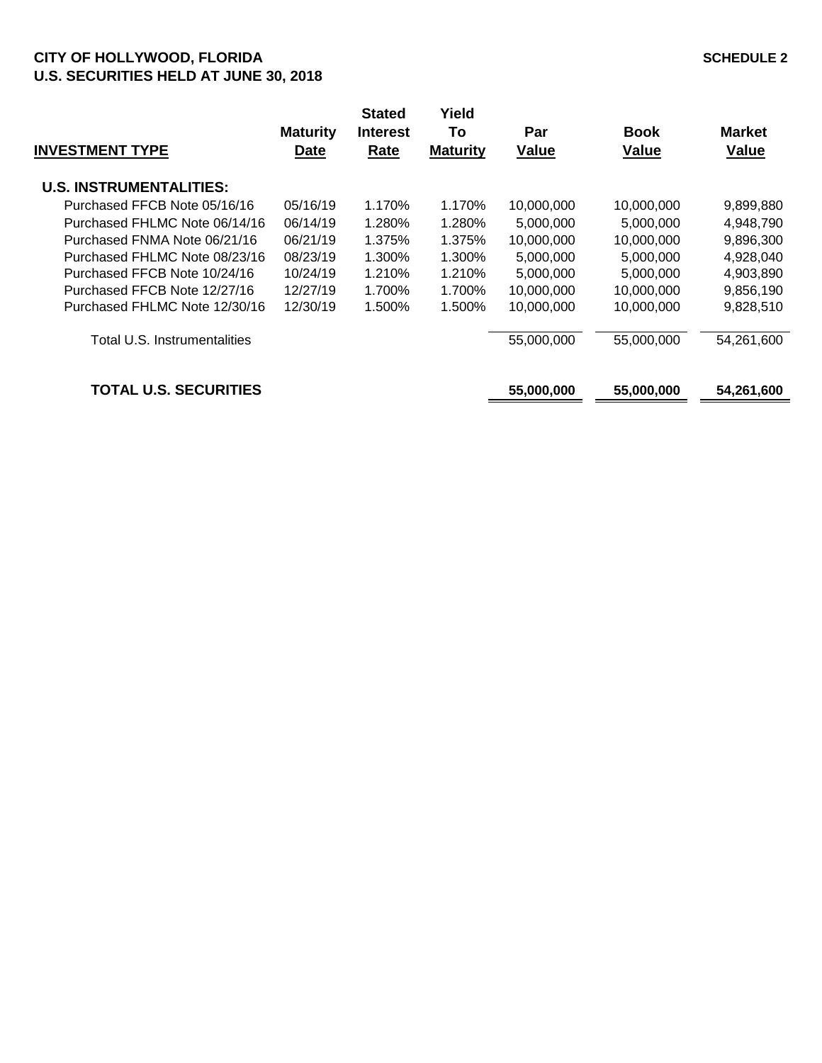**CITY OF HOLLYWOOD, FLORIDA**
**U.S. SECURITIES HELD AT JUNE 30, 2018**

**SCHEDULE 2**

| INVESTMENT TYPE | Maturity Date | Stated Interest Rate | Yield To Maturity | Par Value | Book Value | Market Value |
|---|---|---|---|---|---|---|
| **U.S. INSTRUMENTALITIES:** | | | | | | |
| Purchased FFCB Note 05/16/16 | 05/16/19 | 1.170% | 1.170% | 10,000,000 | 10,000,000 | 9,899,880 |
| Purchased FHLMC Note 06/14/16 | 06/14/19 | 1.280% | 1.280% | 5,000,000 | 5,000,000 | 4,948,790 |
| Purchased FNMA Note 06/21/16 | 06/21/19 | 1.375% | 1.375% | 10,000,000 | 10,000,000 | 9,896,300 |
| Purchased FHLMC Note 08/23/16 | 08/23/19 | 1.300% | 1.300% | 5,000,000 | 5,000,000 | 4,928,040 |
| Purchased FFCB Note 10/24/16 | 10/24/19 | 1.210% | 1.210% | 5,000,000 | 5,000,000 | 4,903,890 |
| Purchased FFCB Note 12/27/16 | 12/27/19 | 1.700% | 1.700% | 10,000,000 | 10,000,000 | 9,856,190 |
| Purchased FHLMC Note 12/30/16 | 12/30/19 | 1.500% | 1.500% | 10,000,000 | 10,000,000 | 9,828,510 |
| Total U.S. Instrumentalities | | | | 55,000,000 | 55,000,000 | 54,261,600 |
| **TOTAL U.S. SECURITIES** | | | | **55,000,000** | **55,000,000** | **54,261,600** |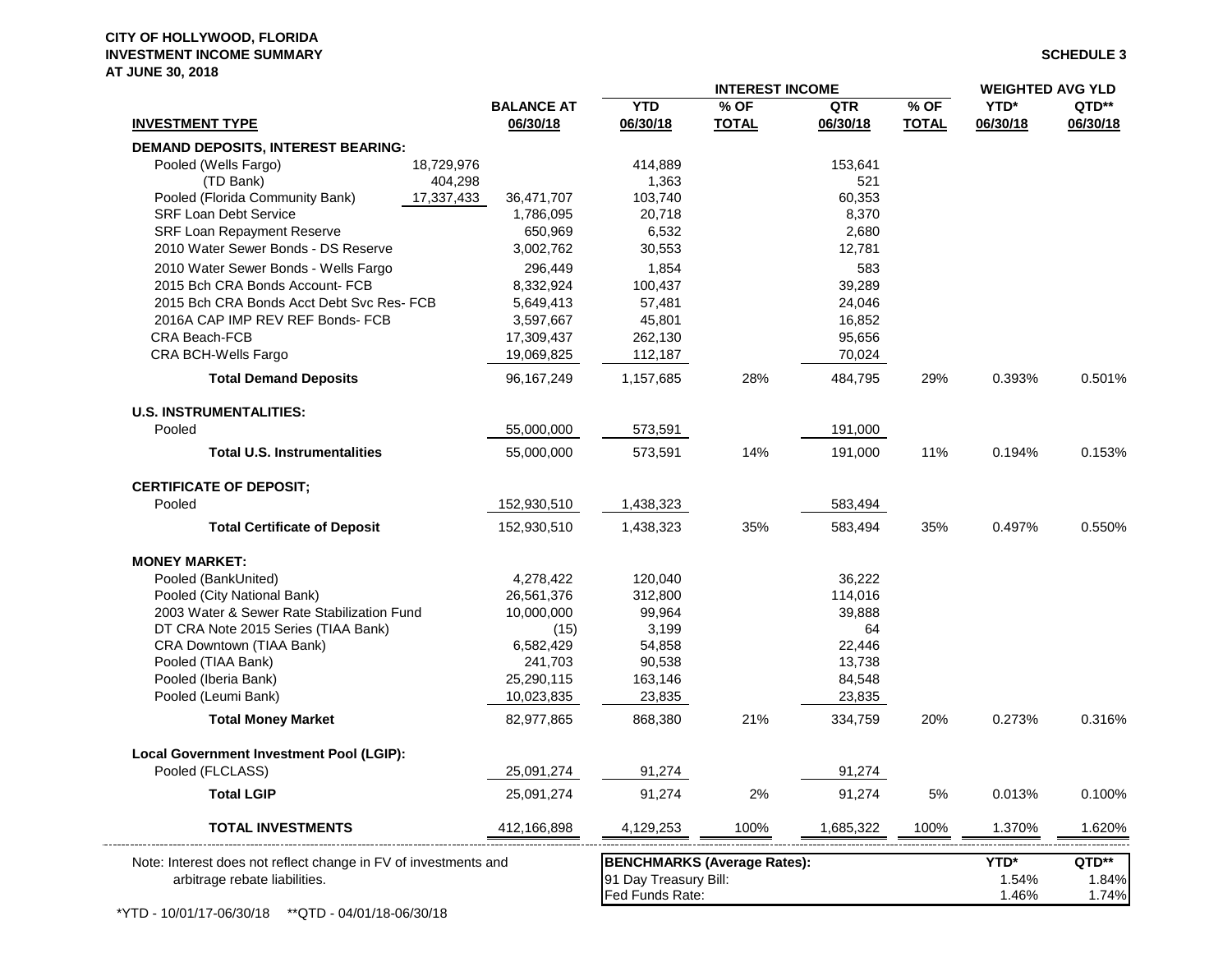**CITY OF HOLLYWOOD, FLORIDA**
**INVESTMENT INCOME SUMMARY**
**AT JUNE 30, 2018**

**SCHEDULE 3**

| INVESTMENT TYPE | | BALANCE AT 06/30/18 | INTEREST INCOME YTD 06/30/18 | % OF TOTAL | QTR 06/30/18 | % OF TOTAL | WEIGHTED AVG YLD YTD* 06/30/18 | QTD** 06/30/18 |
|---|---|---|---|---|---|---|---|---|
| **DEMAND DEPOSITS, INTEREST BEARING:** | | | | | | | | |
| Pooled (Wells Fargo) | 18,729,976 | | 414,889 | | 153,641 | | | |
| (TD Bank) | 404,298 | | 1,363 | | 521 | | | |
| Pooled (Florida Community Bank) | 17,337,433 | 36,471,707 | 103,740 | | 60,353 | | | |
| SRF Loan Debt Service | | 1,786,095 | 20,718 | | 8,370 | | | |
| SRF Loan Repayment Reserve | | 650,969 | 6,532 | | 2,680 | | | |
| 2010 Water Sewer Bonds - DS Reserve | | 3,002,762 | 30,553 | | 12,781 | | | |
| 2010 Water Sewer Bonds - Wells Fargo | | 296,449 | 1,854 | | 583 | | | |
| 2015 Bch CRA Bonds Account- FCB | | 8,332,924 | 100,437 | | 39,289 | | | |
| 2015 Bch CRA Bonds Acct Debt Svc Res- FCB | | 5,649,413 | 57,481 | | 24,046 | | | |
| 2016A CAP IMP REV REF Bonds- FCB | | 3,597,667 | 45,801 | | 16,852 | | | |
| CRA Beach-FCB | | 17,309,437 | 262,130 | | 95,656 | | | |
| CRA BCH-Wells Fargo | | 19,069,825 | 112,187 | | 70,024 | | | |
| **Total Demand Deposits** | | 96,167,249 | 1,157,685 | 28% | 484,795 | 29% | 0.393% | 0.501% |
| **U.S. INSTRUMENTALITIES:** | | | | | | | | |
| Pooled | | 55,000,000 | 573,591 | | 191,000 | | | |
| **Total U.S. Instrumentalities** | | 55,000,000 | 573,591 | 14% | 191,000 | 11% | 0.194% | 0.153% |
| **CERTIFICATE OF DEPOSIT;** | | | | | | | | |
| Pooled | | 152,930,510 | 1,438,323 | | 583,494 | | | |
| **Total Certificate of Deposit** | | 152,930,510 | 1,438,323 | 35% | 583,494 | 35% | 0.497% | 0.550% |
| **MONEY MARKET:** | | | | | | | | |
| Pooled (BankUnited) | | 4,278,422 | 120,040 | | 36,222 | | | |
| Pooled (City National Bank) | | 26,561,376 | 312,800 | | 114,016 | | | |
| 2003 Water & Sewer Rate Stabilization Fund | | 10,000,000 | 99,964 | | 39,888 | | | |
| DT CRA Note 2015 Series (TIAA Bank) | | (15) | 3,199 | | 64 | | | |
| CRA Downtown (TIAA Bank) | | 6,582,429 | 54,858 | | 22,446 | | | |
| Pooled (TIAA Bank) | | 241,703 | 90,538 | | 13,738 | | | |
| Pooled (Iberia Bank) | | 25,290,115 | 163,146 | | 84,548 | | | |
| Pooled (Leumi Bank) | | 10,023,835 | 23,835 | | 23,835 | | | |
| **Total Money Market** | | 82,977,865 | 868,380 | 21% | 334,759 | 20% | 0.273% | 0.316% |
| **Local Government Investment Pool (LGIP):** | | | | | | | | |
| Pooled (FLCLASS) | | 25,091,274 | 91,274 | | 91,274 | | | |
| **Total LGIP** | | 25,091,274 | 91,274 | 2% | 91,274 | 5% | 0.013% | 0.100% |
| **TOTAL INVESTMENTS** | | 412,166,898 | 4,129,253 | 100% | 1,685,322 | 100% | 1.370% | 1.620% |

Note: Interest does not reflect change in FV of investments and arbitrage rebate liabilities.

| BENCHMARKS (Average Rates): | YTD* | QTD** |
|---|---|---|
| 91 Day Treasury Bill: | 1.54% | 1.84% |
| Fed Funds Rate: | 1.46% | 1.74% |

*YTD - 10/01/17-06/30/18 **QTD - 04/01/18-06/30/18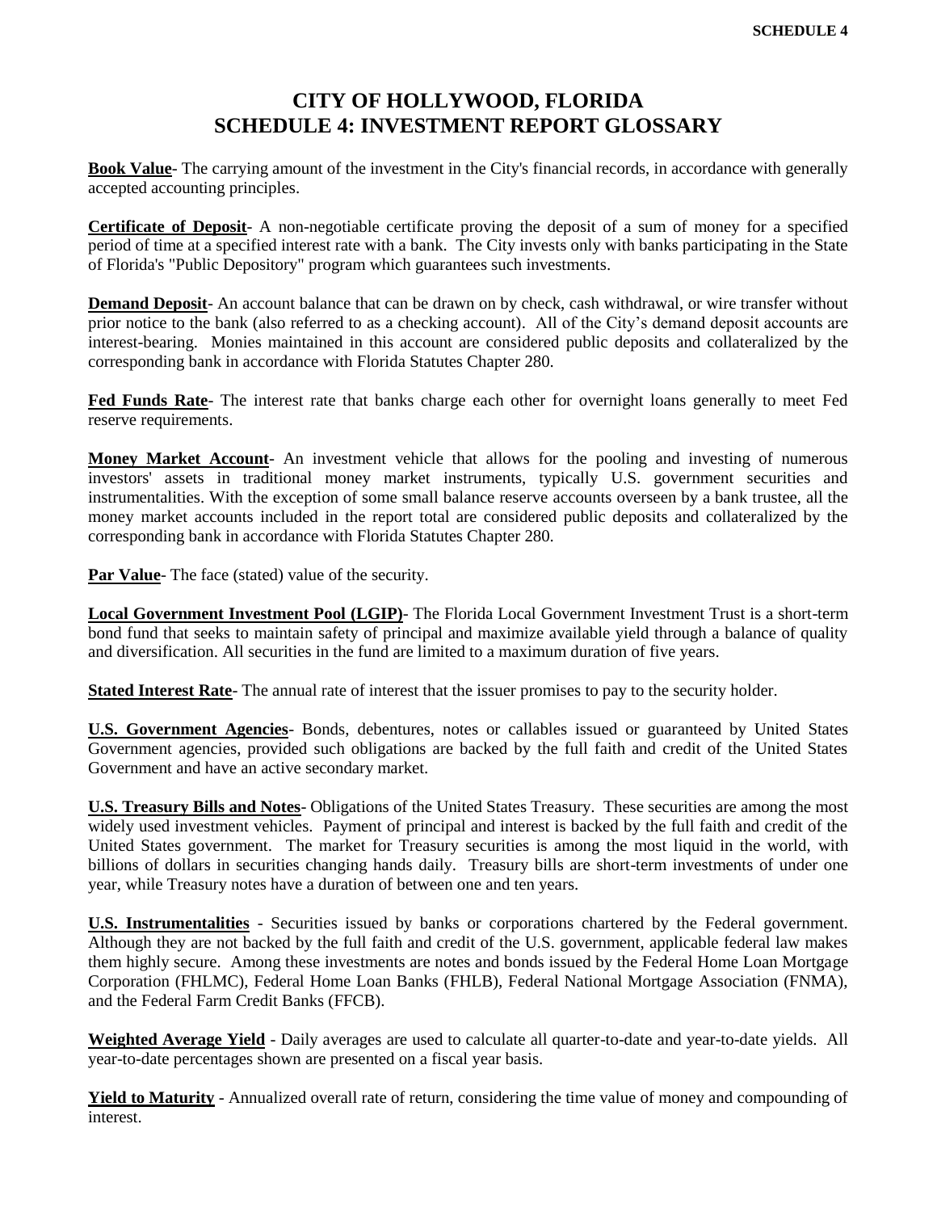# CITY OF HOLLYWOOD, FLORIDA
## SCHEDULE 4: INVESTMENT REPORT GLOSSARY

**Book Value**- The carrying amount of the investment in the City's financial records, in accordance with generally accepted accounting principles.

**Certificate of Deposit**- A non-negotiable certificate proving the deposit of a sum of money for a specified period of time at a specified interest rate with a bank. The City invests only with banks participating in the State of Florida's "Public Depository" program which guarantees such investments.

**Demand Deposit**- An account balance that can be drawn on by check, cash withdrawal, or wire transfer without prior notice to the bank (also referred to as a checking account). All of the City's demand deposit accounts are interest-bearing. Monies maintained in this account are considered public deposits and collateralized by the corresponding bank in accordance with Florida Statutes Chapter 280.

**Fed Funds Rate**- The interest rate that banks charge each other for overnight loans generally to meet Fed reserve requirements.

**Money Market Account**- An investment vehicle that allows for the pooling and investing of numerous investors' assets in traditional money market instruments, typically U.S. government securities and instrumentalities. With the exception of some small balance reserve accounts overseen by a bank trustee, all the money market accounts included in the report total are considered public deposits and collateralized by the corresponding bank in accordance with Florida Statutes Chapter 280.

**Par Value**- The face (stated) value of the security.

**Local Government Investment Pool (LGIP)**- The Florida Local Government Investment Trust is a short-term bond fund that seeks to maintain safety of principal and maximize available yield through a balance of quality and diversification. All securities in the fund are limited to a maximum duration of five years.

**Stated Interest Rate**- The annual rate of interest that the issuer promises to pay to the security holder.

**U.S. Government Agencies**- Bonds, debentures, notes or callables issued or guaranteed by United States Government agencies, provided such obligations are backed by the full faith and credit of the United States Government and have an active secondary market.

**U.S. Treasury Bills and Notes**- Obligations of the United States Treasury. These securities are among the most widely used investment vehicles. Payment of principal and interest is backed by the full faith and credit of the United States government. The market for Treasury securities is among the most liquid in the world, with billions of dollars in securities changing hands daily. Treasury bills are short-term investments of under one year, while Treasury notes have a duration of between one and ten years.

**U.S. Instrumentalities** - Securities issued by banks or corporations chartered by the Federal government. Although they are not backed by the full faith and credit of the U.S. government, applicable federal law makes them highly secure. Among these investments are notes and bonds issued by the Federal Home Loan Mortgage Corporation (FHLMC), Federal Home Loan Banks (FHLB), Federal National Mortgage Association (FNMA), and the Federal Farm Credit Banks (FFCB).

**Weighted Average Yield** - Daily averages are used to calculate all quarter-to-date and year-to-date yields. All year-to-date percentages shown are presented on a fiscal year basis.

**Yield to Maturity** - Annualized overall rate of return, considering the time value of money and compounding of interest.